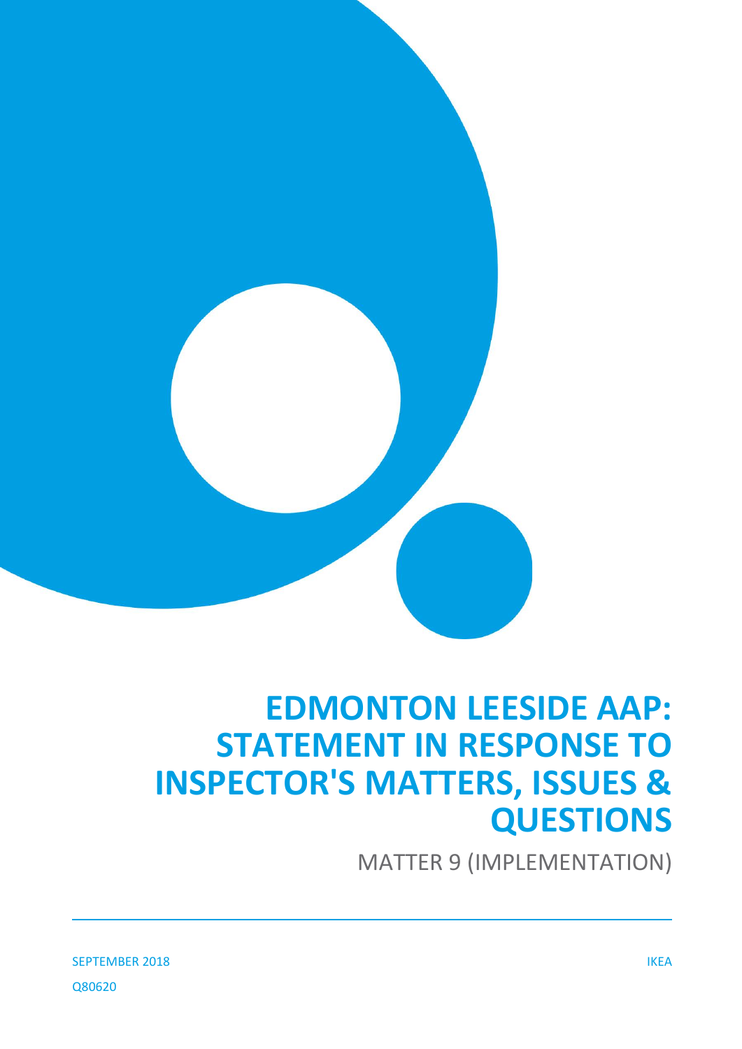# EDMONTON LEESIDE AAP: STATEMENT IN RESPONSE TO INSPECTOR'S MATTERS, ISSUES & QUESTIONS

MATTER 9 (IMPLEMENTATION)

SEPTEMBER 2018

IKEA

Q80620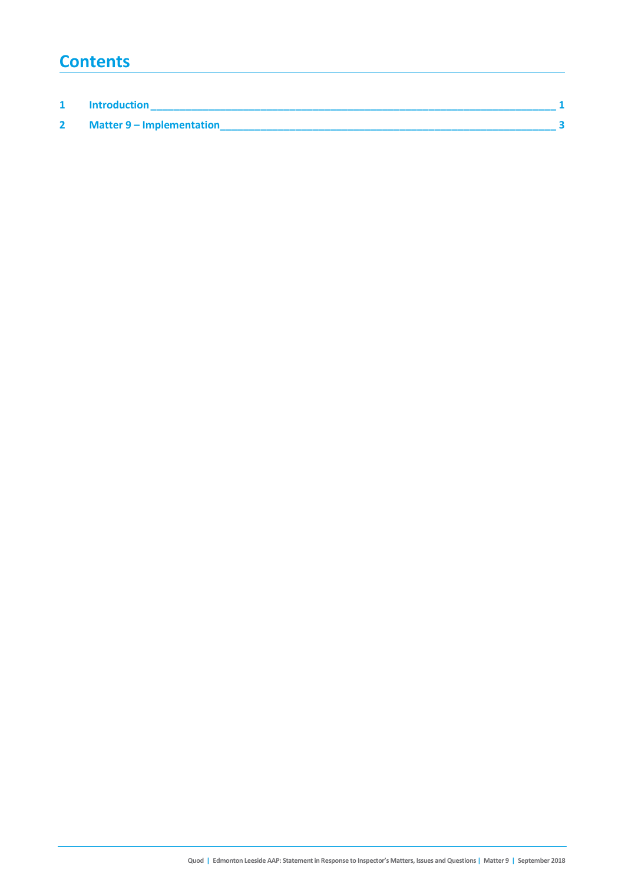# Contents

1 Introduction 1

2 Matter 9 – Implementation 3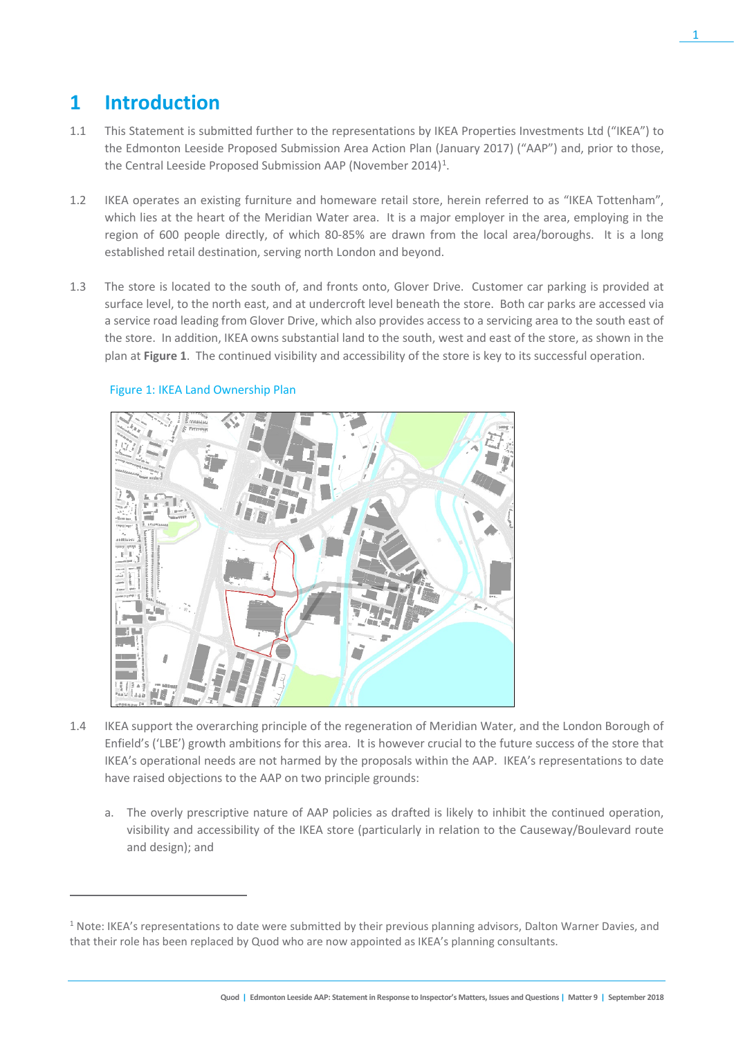# 1 Introduction

1.1 This Statement is submitted further to the representations by IKEA Properties Investments Ltd ("IKEA") to the Edmonton Leeside Proposed Submission Area Action Plan (January 2017) ("AAP") and, prior to those, the Central Leeside Proposed Submission AAP (November 2014)[1].

1.2 IKEA operates an existing furniture and homeware retail store, herein referred to as "IKEA Tottenham", which lies at the heart of the Meridian Water area. It is a major employer in the area, employing in the region of 600 people directly, of which 80-85% are drawn from the local area/boroughs. It is a long established retail destination, serving north London and beyond.

1.3 The store is located to the south of, and fronts onto, Glover Drive. Customer car parking is provided at surface level, to the north east, and at undercroft level beneath the store. Both car parks are accessed via a service road leading from Glover Drive, which also provides access to a servicing area to the south east of the store. In addition, IKEA owns substantial land to the south, west and east of the store, as shown in the plan at **Figure 1**. The continued visibility and accessibility of the store is key to its successful operation.

Figure 1: IKEA Land Ownership Plan

1.4 IKEA support the overarching principle of the regeneration of Meridian Water, and the London Borough of Enfield's ('LBE') growth ambitions for this area. It is however crucial to the future success of the store that IKEA's operational needs are not harmed by the proposals within the AAP. IKEA's representations to date have raised objections to the AAP on two principle grounds:

a. The overly prescriptive nature of AAP policies as drafted is likely to inhibit the continued operation, visibility and accessibility of the IKEA store (particularly in relation to the Causeway/Boulevard route and design); and

[1] Note: IKEA's representations to date were submitted by their previous planning advisors, Dalton Warner Davies, and that their role has been replaced by Quod who are now appointed as IKEA's planning consultants.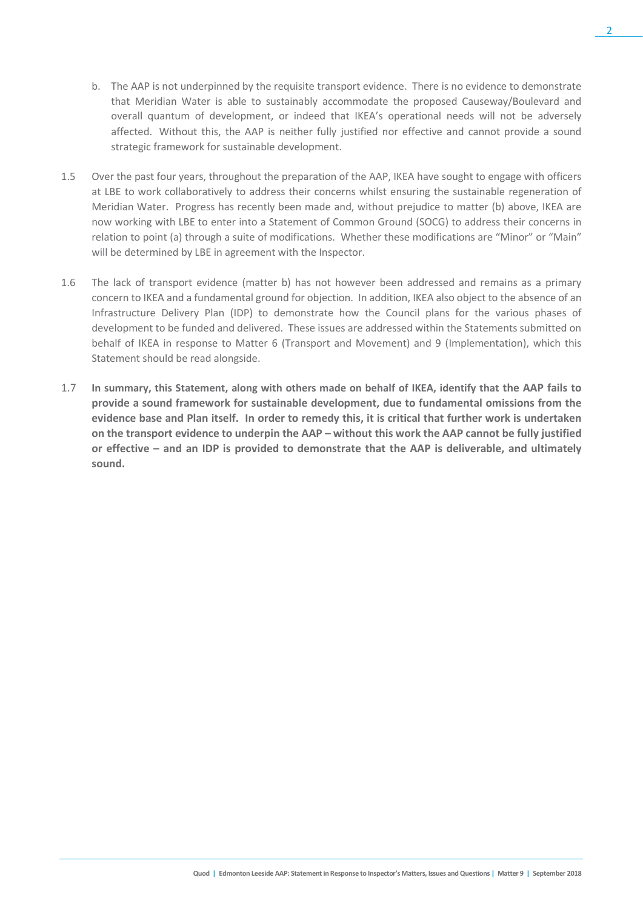b. The AAP is not underpinned by the requisite transport evidence. There is no evidence to demonstrate that Meridian Water is able to sustainably accommodate the proposed Causeway/Boulevard and overall quantum of development, or indeed that IKEA's operational needs will not be adversely affected. Without this, the AAP is neither fully justified nor effective and cannot provide a sound strategic framework for sustainable development.

1.5 Over the past four years, throughout the preparation of the AAP, IKEA have sought to engage with officers at LBE to work collaboratively to address their concerns whilst ensuring the sustainable regeneration of Meridian Water. Progress has recently been made and, without prejudice to matter (b) above, IKEA are now working with LBE to enter into a Statement of Common Ground (SOCG) to address their concerns in relation to point (a) through a suite of modifications. Whether these modifications are "Minor" or "Main" will be determined by LBE in agreement with the Inspector.

1.6 The lack of transport evidence (matter b) has not however been addressed and remains as a primary concern to IKEA and a fundamental ground for objection. In addition, IKEA also object to the absence of an Infrastructure Delivery Plan (IDP) to demonstrate how the Council plans for the various phases of development to be funded and delivered. These issues are addressed within the Statements submitted on behalf of IKEA in response to Matter 6 (Transport and Movement) and 9 (Implementation), which this Statement should be read alongside.

1.7 **In summary, this Statement, along with others made on behalf of IKEA, identify that the AAP fails to provide a sound framework for sustainable development, due to fundamental omissions from the evidence base and Plan itself. In order to remedy this, it is critical that further work is undertaken on the transport evidence to underpin the AAP – without this work the AAP cannot be fully justified or effective – and an IDP is provided to demonstrate that the AAP is deliverable, and ultimately sound.**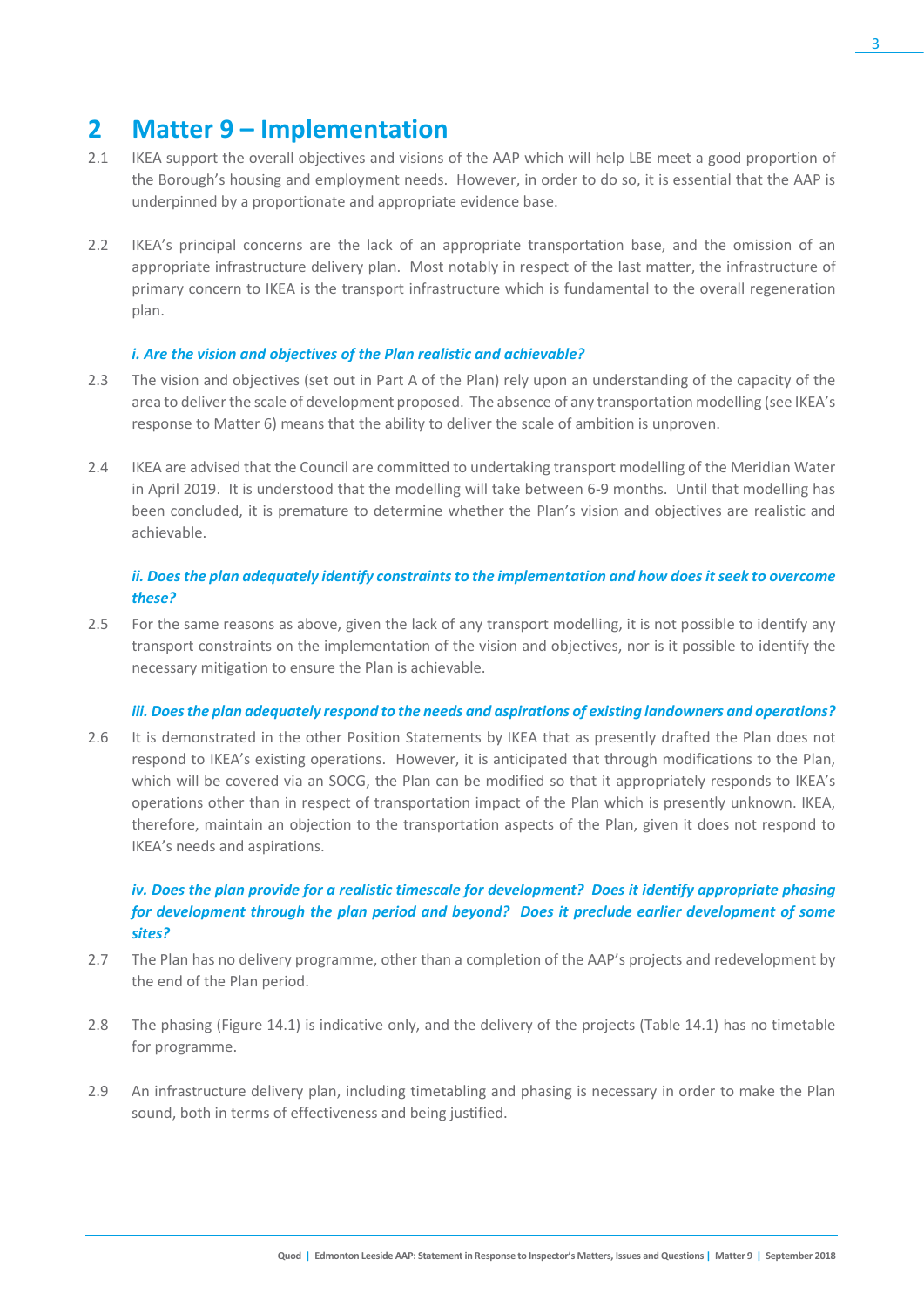## 2 Matter 9 – Implementation

2.1 IKEA support the overall objectives and visions of the AAP which will help LBE meet a good proportion of the Borough's housing and employment needs. However, in order to do so, it is essential that the AAP is underpinned by a proportionate and appropriate evidence base.

2.2 IKEA's principal concerns are the lack of an appropriate transportation base, and the omission of an appropriate infrastructure delivery plan. Most notably in respect of the last matter, the infrastructure of primary concern to IKEA is the transport infrastructure which is fundamental to the overall regeneration plan.

### *i. Are the vision and objectives of the Plan realistic and achievable?*

2.3 The vision and objectives (set out in Part A of the Plan) rely upon an understanding of the capacity of the area to deliver the scale of development proposed. The absence of any transportation modelling (see IKEA's response to Matter 6) means that the ability to deliver the scale of ambition is unproven.

2.4 IKEA are advised that the Council are committed to undertaking transport modelling of the Meridian Water in April 2019. It is understood that the modelling will take between 6-9 months. Until that modelling has been concluded, it is premature to determine whether the Plan's vision and objectives are realistic and achievable.

### *ii. Does the plan adequately identify constraints to the implementation and how does it seek to overcome these?*

2.5 For the same reasons as above, given the lack of any transport modelling, it is not possible to identify any transport constraints on the implementation of the vision and objectives, nor is it possible to identify the necessary mitigation to ensure the Plan is achievable.

### *iii. Does the plan adequately respond to the needs and aspirations of existing landowners and operations?*

2.6 It is demonstrated in the other Position Statements by IKEA that as presently drafted the Plan does not respond to IKEA's existing operations. However, it is anticipated that through modifications to the Plan, which will be covered via an SOCG, the Plan can be modified so that it appropriately responds to IKEA's operations other than in respect of transportation impact of the Plan which is presently unknown. IKEA, therefore, maintain an objection to the transportation aspects of the Plan, given it does not respond to IKEA's needs and aspirations.

### *iv. Does the plan provide for a realistic timescale for development? Does it identify appropriate phasing for development through the plan period and beyond? Does it preclude earlier development of some sites?*

2.7 The Plan has no delivery programme, other than a completion of the AAP's projects and redevelopment by the end of the Plan period.

2.8 The phasing (Figure 14.1) is indicative only, and the delivery of the projects (Table 14.1) has no timetable for programme.

2.9 An infrastructure delivery plan, including timetabling and phasing is necessary in order to make the Plan sound, both in terms of effectiveness and being justified.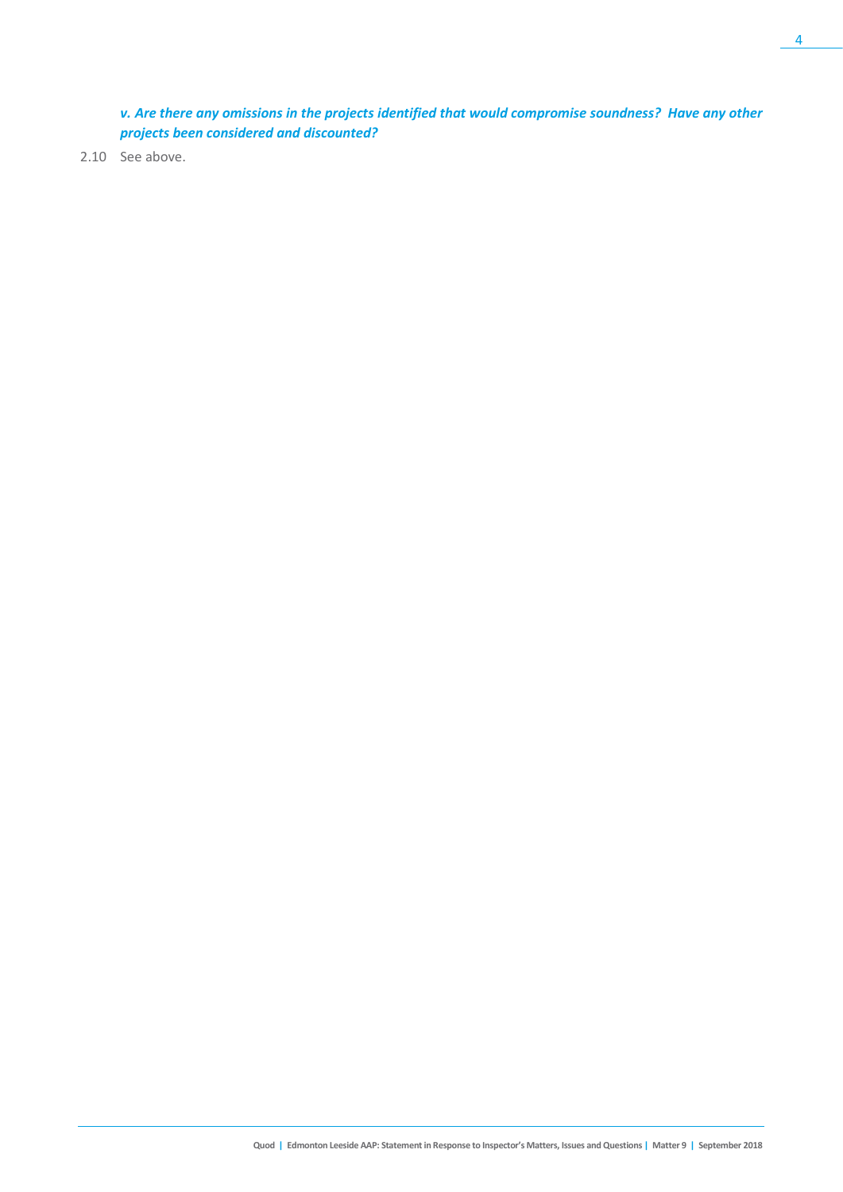***v. Are there any omissions in the projects identified that would compromise soundness? Have any other projects been considered and discounted?***

2.10 See above.